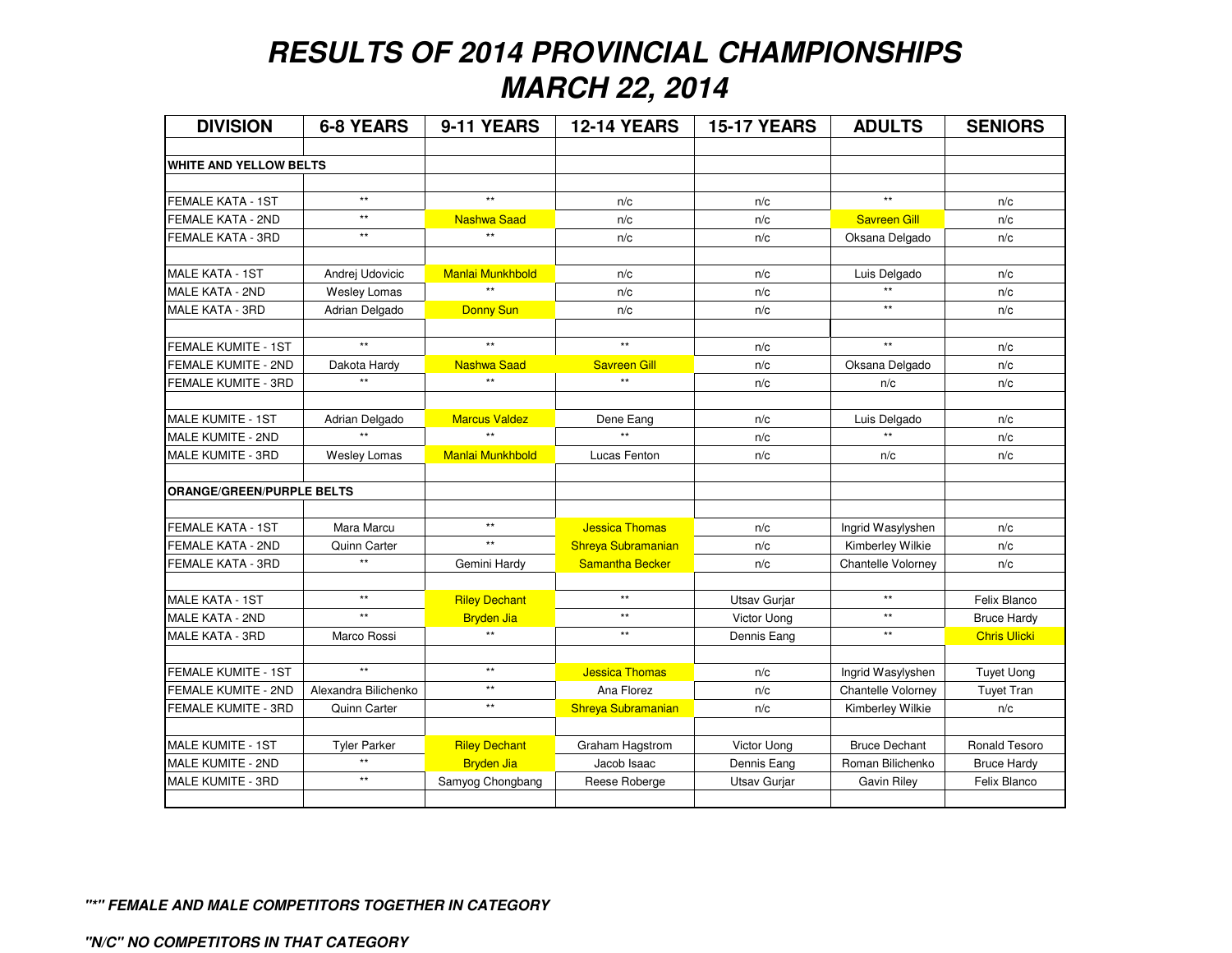# RESULTS OF 2014 PROVINCIAL CHAMPIONSHIPS
# MARCH 22, 2014

| DIVISION | 6-8 YEARS | 9-11 YEARS | 12-14 YEARS | 15-17 YEARS | ADULTS | SENIORS |
|---|---|---|---|---|---|---|
| | | | | | | |
| **WHITE AND YELLOW BELTS** | | | | | | |
| | | | | | | |
| FEMALE KATA - 1ST | ** | ** | n/c | n/c | ** | n/c |
| FEMALE KATA - 2ND | ** | Nashwa Saad | n/c | n/c | Savreen Gill | n/c |
| FEMALE KATA - 3RD | ** | ** | n/c | n/c | Oksana Delgado | n/c |
| | | | | | | |
| MALE KATA - 1ST | Andrej Udovicic | Manlai Munkhbold | n/c | n/c | Luis Delgado | n/c |
| MALE KATA - 2ND | Wesley Lomas | ** | n/c | n/c | ** | n/c |
| MALE KATA - 3RD | Adrian Delgado | Donny Sun | n/c | n/c | ** | n/c |
| | | | | | | |
| FEMALE KUMITE - 1ST | ** | ** | ** | n/c | ** | n/c |
| FEMALE KUMITE - 2ND | Dakota Hardy | Nashwa Saad | Savreen Gill | n/c | Oksana Delgado | n/c |
| FEMALE KUMITE - 3RD | ** | ** | ** | n/c | n/c | n/c |
| | | | | | | |
| MALE KUMITE - 1ST | Adrian Delgado | Marcus Valdez | Dene Eang | n/c | Luis Delgado | n/c |
| MALE KUMITE - 2ND | ** | ** | ** | n/c | ** | n/c |
| MALE KUMITE - 3RD | Wesley Lomas | Manlai Munkhbold | Lucas Fenton | n/c | n/c | n/c |
| | | | | | | |
| **ORANGE/GREEN/PURPLE BELTS** | | | | | | |
| | | | | | | |
| FEMALE KATA - 1ST | Mara Marcu | ** | Jessica Thomas | n/c | Ingrid Wasylyshen | n/c |
| FEMALE KATA - 2ND | Quinn Carter | ** | Shreya Subramanian | n/c | Kimberley Wilkie | n/c |
| FEMALE KATA - 3RD | ** | Gemini Hardy | Samantha Becker | n/c | Chantelle Volorney | n/c |
| | | | | | | |
| MALE KATA - 1ST | ** | Riley Dechant | ** | Utsav Gurjar | ** | Felix Blanco |
| MALE KATA - 2ND | ** | Bryden Jia | ** | Victor Uong | ** | Bruce Hardy |
| MALE KATA - 3RD | Marco Rossi | ** | ** | Dennis Eang | ** | Chris Ulicki |
| | | | | | | |
| FEMALE KUMITE - 1ST | ** | ** | Jessica Thomas | n/c | Ingrid Wasylyshen | Tuyet Uong |
| FEMALE KUMITE - 2ND | Alexandra Bilichenko | ** | Ana Florez | n/c | Chantelle Volorney | Tuyet Tran |
| FEMALE KUMITE - 3RD | Quinn Carter | ** | Shreya Subramanian | n/c | Kimberley Wilkie | n/c |
| | | | | | | |
| MALE KUMITE - 1ST | Tyler Parker | Riley Dechant | Graham Hagstrom | Victor Uong | Bruce Dechant | Ronald Tesoro |
| MALE KUMITE - 2ND | ** | Bryden Jia | Jacob Isaac | Dennis Eang | Roman Bilichenko | Bruce Hardy |
| MALE KUMITE - 3RD | ** | Samyog Chongbang | Reese Roberge | Utsav Gurjar | Gavin Riley | Felix Blanco |
| | | | | | | |

***"*" FEMALE AND MALE COMPETITORS TOGETHER IN CATEGORY***

***"N/C" NO COMPETITORS IN THAT CATEGORY***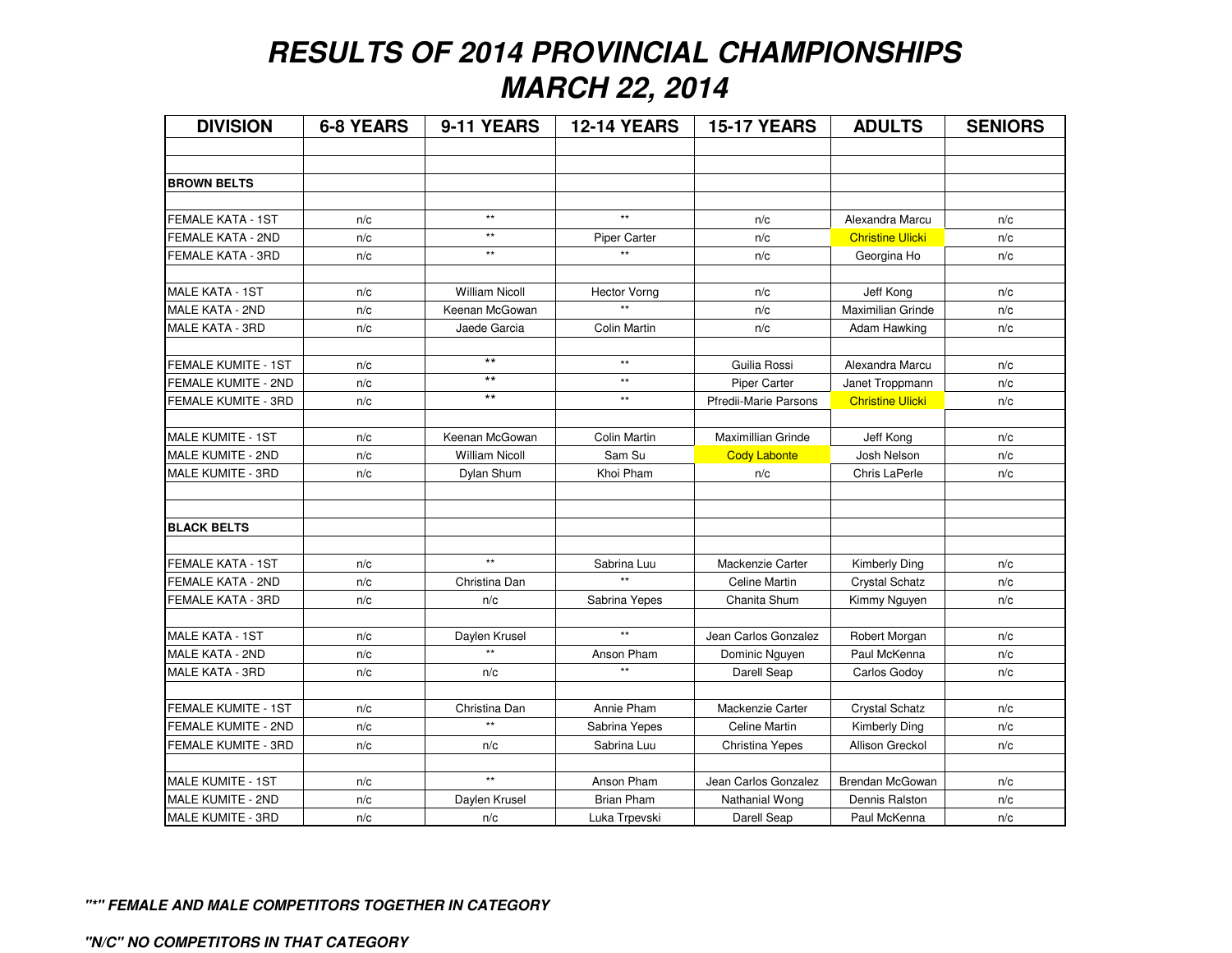# RESULTS OF 2014 PROVINCIAL CHAMPIONSHIPS
# MARCH 22, 2014

| DIVISION | 6-8 YEARS | 9-11 YEARS | 12-14 YEARS | 15-17 YEARS | ADULTS | SENIORS |
|---|---|---|---|---|---|---|
| | | | | | | |
| | | | | | | |
| **BROWN BELTS** | | | | | | |
| | | | | | | |
| FEMALE KATA - 1ST | n/c | ** | ** | n/c | Alexandra Marcu | n/c |
| FEMALE KATA - 2ND | n/c | ** | Piper Carter | n/c | Christine Ulicki | n/c |
| FEMALE KATA - 3RD | n/c | ** | ** | n/c | Georgina Ho | n/c |
| | | | | | | |
| MALE KATA - 1ST | n/c | William Nicoll | Hector Vorng | n/c | Jeff Kong | n/c |
| MALE KATA - 2ND | n/c | Keenan McGowan | ** | n/c | Maximilian Grinde | n/c |
| MALE KATA - 3RD | n/c | Jaede Garcia | Colin Martin | n/c | Adam Hawking | n/c |
| | | | | | | |
| FEMALE KUMITE - 1ST | n/c | ** | ** | Guilia Rossi | Alexandra Marcu | n/c |
| FEMALE KUMITE - 2ND | n/c | ** | ** | Piper Carter | Janet Troppmann | n/c |
| FEMALE KUMITE - 3RD | n/c | ** | ** | Pfredii-Marie Parsons | Christine Ulicki | n/c |
| | | | | | | |
| MALE KUMITE - 1ST | n/c | Keenan McGowan | Colin Martin | Maximillian Grinde | Jeff Kong | n/c |
| MALE KUMITE - 2ND | n/c | William Nicoll | Sam Su | Cody Labonte | Josh Nelson | n/c |
| MALE KUMITE - 3RD | n/c | Dylan Shum | Khoi Pham | n/c | Chris LaPerle | n/c |
| | | | | | | |
| | | | | | | |
| **BLACK BELTS** | | | | | | |
| | | | | | | |
| FEMALE KATA - 1ST | n/c | ** | Sabrina Luu | Mackenzie Carter | Kimberly Ding | n/c |
| FEMALE KATA - 2ND | n/c | Christina Dan | ** | Celine Martin | Crystal Schatz | n/c |
| FEMALE KATA - 3RD | n/c | n/c | Sabrina Yepes | Chanita Shum | Kimmy Nguyen | n/c |
| | | | | | | |
| MALE KATA - 1ST | n/c | Daylen Krusel | ** | Jean Carlos Gonzalez | Robert Morgan | n/c |
| MALE KATA - 2ND | n/c | ** | Anson Pham | Dominic Nguyen | Paul McKenna | n/c |
| MALE KATA - 3RD | n/c | n/c | ** | Darell Seap | Carlos Godoy | n/c |
| | | | | | | |
| FEMALE KUMITE - 1ST | n/c | Christina Dan | Annie Pham | Mackenzie Carter | Crystal Schatz | n/c |
| FEMALE KUMITE - 2ND | n/c | ** | Sabrina Yepes | Celine Martin | Kimberly Ding | n/c |
| FEMALE KUMITE - 3RD | n/c | n/c | Sabrina Luu | Christina Yepes | Allison Greckol | n/c |
| | | | | | | |
| MALE KUMITE - 1ST | n/c | ** | Anson Pham | Jean Carlos Gonzalez | Brendan McGowan | n/c |
| MALE KUMITE - 2ND | n/c | Daylen Krusel | Brian Pham | Nathanial Wong | Dennis Ralston | n/c |
| MALE KUMITE - 3RD | n/c | n/c | Luka Trpevski | Darell Seap | Paul McKenna | n/c |

***"*" FEMALE AND MALE COMPETITORS TOGETHER IN CATEGORY***

***"N/C" NO COMPETITORS IN THAT CATEGORY***